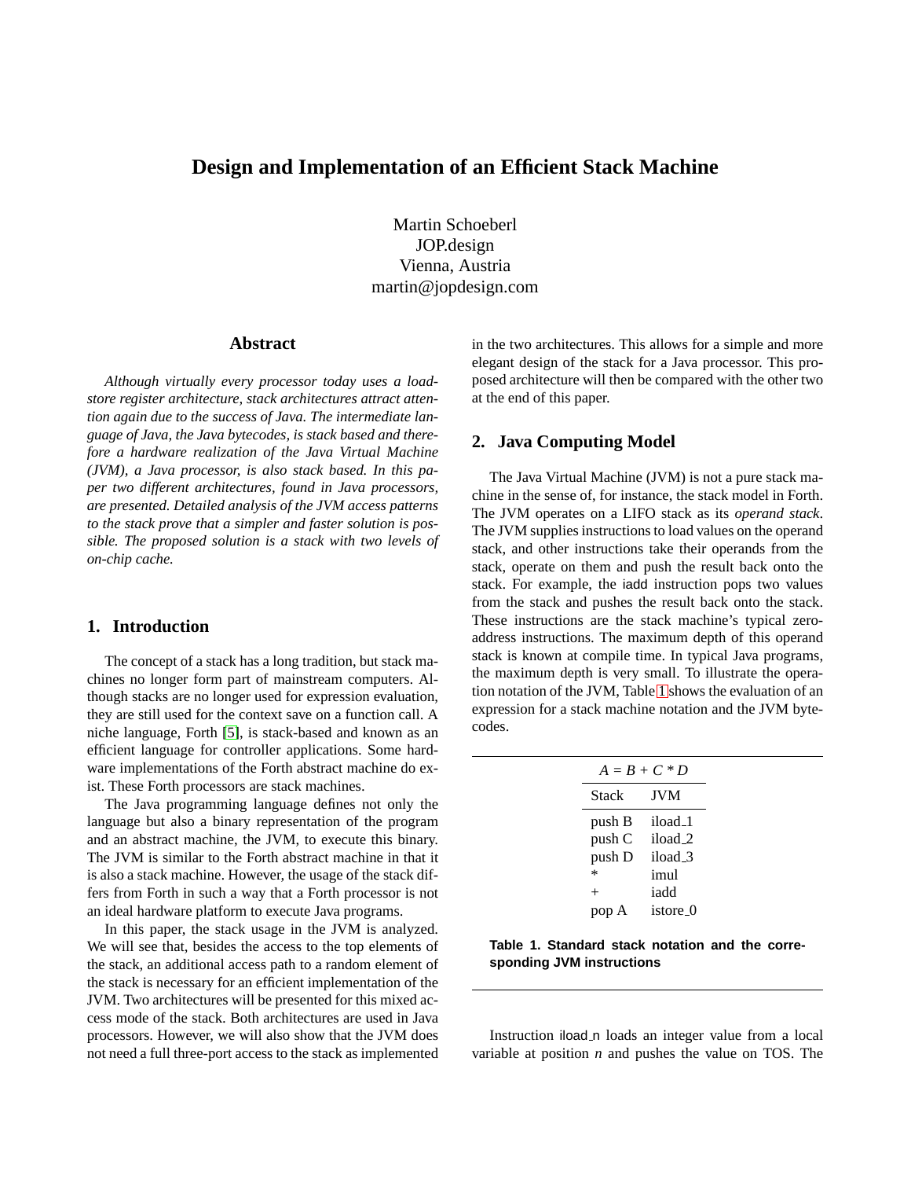# Design and Implementation of an Efficient Stack Machine

Martin Schoeberl
JOP.design
Vienna, Austria
martin@jopdesign.com

## Abstract

*Although virtually every processor today uses a load-store register architecture, stack architectures attract attention again due to the success of Java. The intermediate language of Java, the Java bytecodes, is stack based and therefore a hardware realization of the Java Virtual Machine (JVM), a Java processor, is also stack based. In this paper two different architectures, found in Java processors, are presented. Detailed analysis of the JVM access patterns to the stack prove that a simpler and faster solution is possible. The proposed solution is a stack with two levels of on-chip cache.*

## 1. Introduction

The concept of a stack has a long tradition, but stack machines no longer form part of mainstream computers. Although stacks are no longer used for expression evaluation, they are still used for the context save on a function call. A niche language, Forth [5], is stack-based and known as an efficient language for controller applications. Some hardware implementations of the Forth abstract machine do exist. These Forth processors are stack machines.

The Java programming language defines not only the language but also a binary representation of the program and an abstract machine, the JVM, to execute this binary. The JVM is similar to the Forth abstract machine in that it is also a stack machine. However, the usage of the stack differs from Forth in such a way that a Forth processor is not an ideal hardware platform to execute Java programs.

In this paper, the stack usage in the JVM is analyzed. We will see that, besides the access to the top elements of the stack, an additional access path to a random element of the stack is necessary for an efficient implementation of the JVM. Two architectures will be presented for this mixed access mode of the stack. Both architectures are used in Java processors. However, we will also show that the JVM does not need a full three-port access to the stack as implemented in the two architectures. This allows for a simple and more elegant design of the stack for a Java processor. This proposed architecture will then be compared with the other two at the end of this paper.

## 2. Java Computing Model

The Java Virtual Machine (JVM) is not a pure stack machine in the sense of, for instance, the stack model in Forth. The JVM operates on a LIFO stack as its *operand stack*. The JVM supplies instructions to load values on the operand stack, and other instructions take their operands from the stack, operate on them and push the result back onto the stack. For example, the iadd instruction pops two values from the stack and pushes the result back onto the stack. These instructions are the stack machine's typical zero-address instructions. The maximum depth of this operand stack is known at compile time. In typical Java programs, the maximum depth is very small. To illustrate the operation notation of the JVM, Table 1 shows the evaluation of an expression for a stack machine notation and the JVM bytecodes.

| $A = B + C * D$ | |
|---|---|
| Stack | JVM |
| push B | iload_1 |
| push C | iload_2 |
| push D | iload_3 |
| * | imul |
| + | iadd |
| pop A | istore_0 |

**Table 1. Standard stack notation and the corresponding JVM instructions**

Instruction iload_n loads an integer value from a local variable at position *n* and pushes the value on TOS. The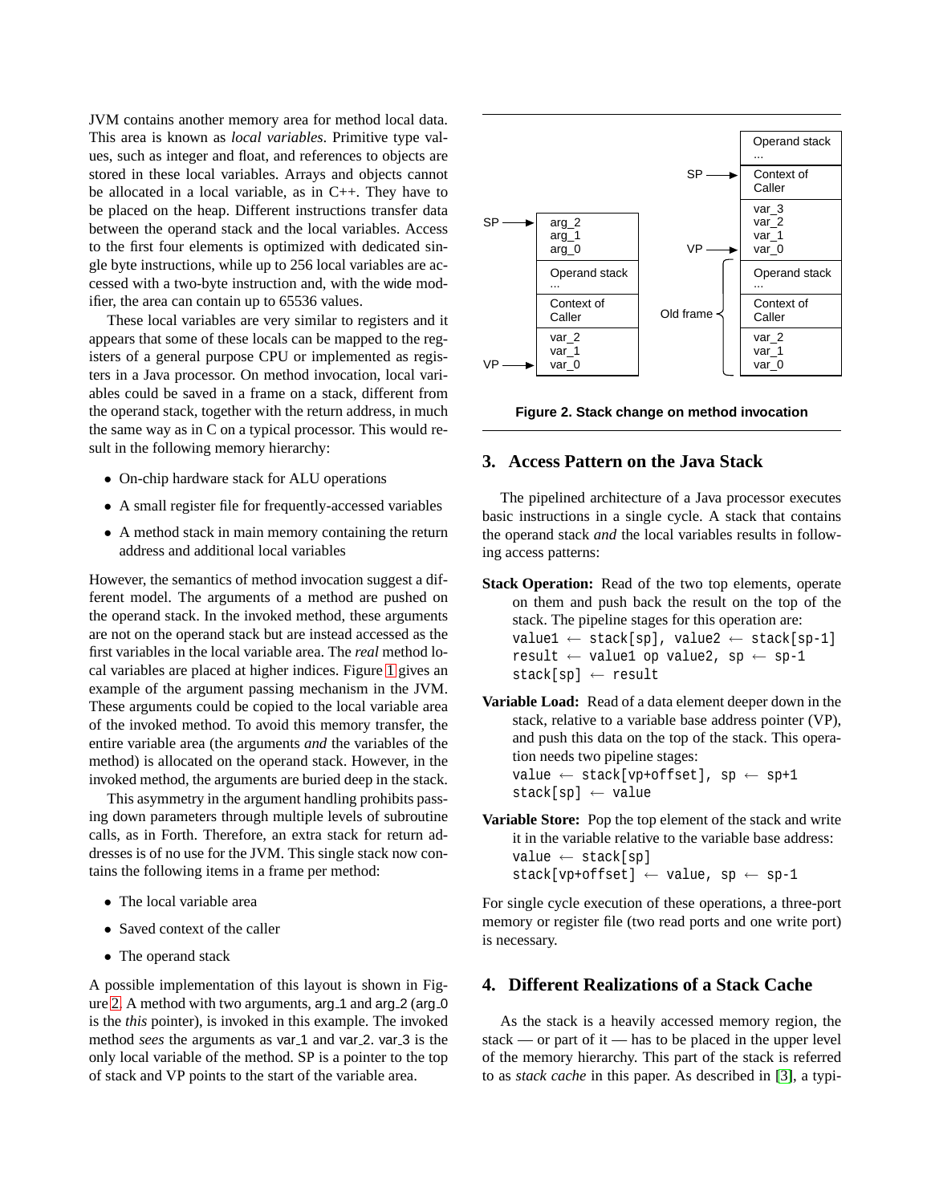JVM contains another memory area for method local data. This area is known as *local variables*. Primitive type values, such as integer and float, and references to objects are stored in these local variables. Arrays and objects cannot be allocated in a local variable, as in C++. They have to be placed on the heap. Different instructions transfer data between the operand stack and the local variables. Access to the first four elements is optimized with dedicated single byte instructions, while up to 256 local variables are accessed with a two-byte instruction and, with the wide modifier, the area can contain up to 65536 values.

These local variables are very similar to registers and it appears that some of these locals can be mapped to the registers of a general purpose CPU or implemented as registers in a Java processor. On method invocation, local variables could be saved in a frame on a stack, different from the operand stack, together with the return address, in much the same way as in C on a typical processor. This would result in the following memory hierarchy:

- On-chip hardware stack for ALU operations
- A small register file for frequently-accessed variables
- A method stack in main memory containing the return address and additional local variables

However, the semantics of method invocation suggest a different model. The arguments of a method are pushed on the operand stack. In the invoked method, these arguments are not on the operand stack but are instead accessed as the first variables in the local variable area. The *real* method local variables are placed at higher indices. Figure 1 gives an example of the argument passing mechanism in the JVM. These arguments could be copied to the local variable area of the invoked method. To avoid this memory transfer, the entire variable area (the arguments *and* the variables of the method) is allocated on the operand stack. However, in the invoked method, the arguments are buried deep in the stack.

This asymmetry in the argument handling prohibits passing down parameters through multiple levels of subroutine calls, as in Forth. Therefore, an extra stack for return addresses is of no use for the JVM. This single stack now contains the following items in a frame per method:

- The local variable area
- Saved context of the caller
- The operand stack

A possible implementation of this layout is shown in Figure 2. A method with two arguments, arg_1 and arg_2 (arg_0 is the *this* pointer), is invoked in this example. The invoked method *sees* the arguments as var_1 and var_2. var_3 is the only local variable of the method. SP is a pointer to the top of stack and VP points to the start of the variable area.

SP
arg_2
arg_1
arg_0
Operand stack
...
Context of Caller
var_2
var_1
var_0
VP

Operand stack
...
SP
Context of Caller
var_3
var_2
var_1
var_0
VP
Old frame
Operand stack
...
Context of Caller
var_2
var_1
var_0

**Figure 2. Stack change on method invocation**

## 3. Access Pattern on the Java Stack

The pipelined architecture of a Java processor executes basic instructions in a single cycle. A stack that contains the operand stack *and* the local variables results in following access patterns:

**Stack Operation:** Read of the two top elements, operate on them and push back the result on the top of the stack. The pipeline stages for this operation are:

```
value1 ← stack[sp], value2 ← stack[sp-1]
result ← value1 op value2, sp ← sp-1
stack[sp] ← result
```

**Variable Load:** Read of a data element deeper down in the stack, relative to a variable base address pointer (VP), and push this data on the top of the stack. This operation needs two pipeline stages:

```
value ← stack[vp+offset], sp ← sp+1
stack[sp] ← value
```

**Variable Store:** Pop the top element of the stack and write it in the variable relative to the variable base address:

```
value ← stack[sp]
stack[vp+offset] ← value, sp ← sp-1
```

For single cycle execution of these operations, a three-port memory or register file (two read ports and one write port) is necessary.

## 4. Different Realizations of a Stack Cache

As the stack is a heavily accessed memory region, the stack — or part of it — has to be placed in the upper level of the memory hierarchy. This part of the stack is referred to as *stack cache* in this paper. As described in [3], a typi-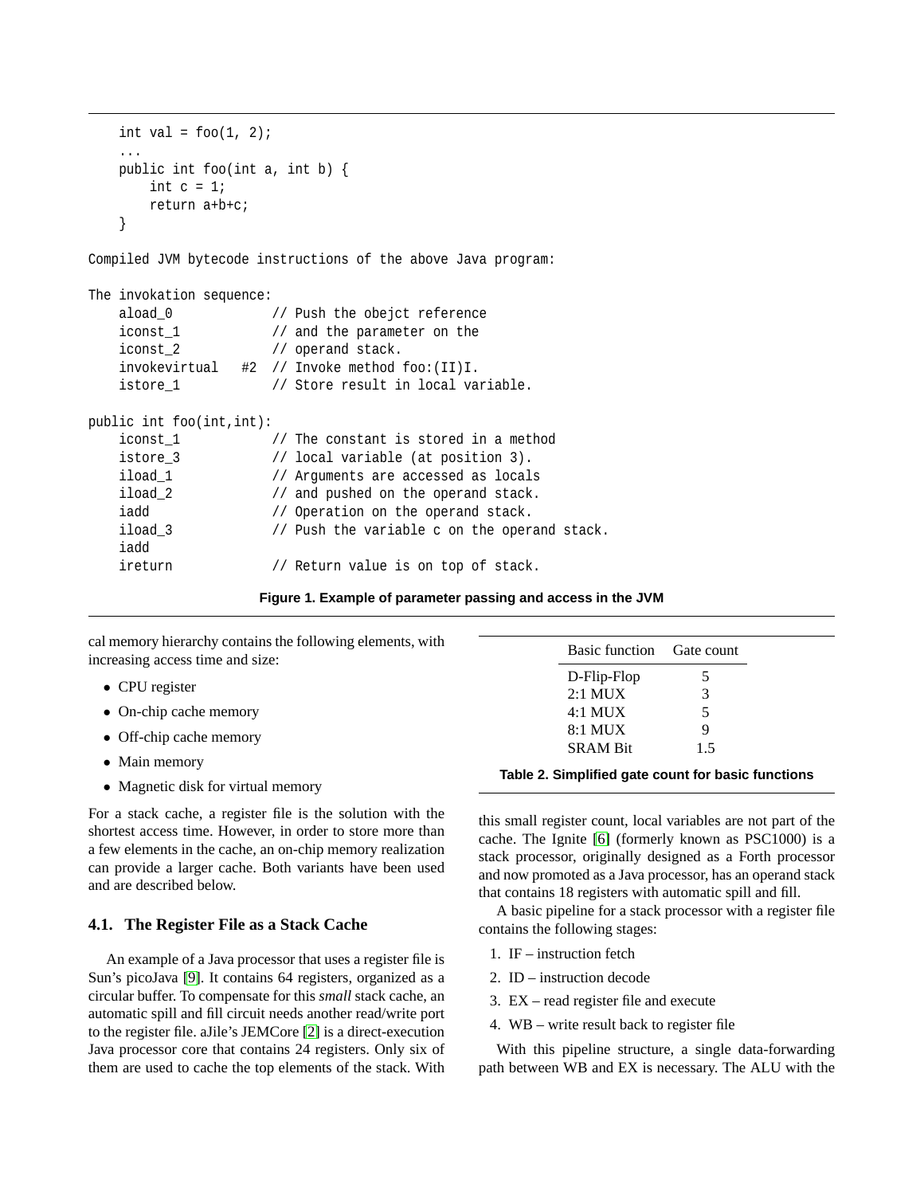```
    int val = foo(1, 2);
    ...
    public int foo(int a, int b) {
        int c = 1;
        return a+b+c;
    }

Compiled JVM bytecode instructions of the above Java program:

The invokation sequence:
    aload_0             // Push the obejct reference
    iconst_1            // and the parameter on the
    iconst_2            // operand stack.
    invokevirtual   #2  // Invoke method foo:(II)I.
    istore_1            // Store result in local variable.

public int foo(int,int):
    iconst_1            // The constant is stored in a method
    istore_3            // local variable (at position 3).
    iload_1             // Arguments are accessed as locals
    iload_2             // and pushed on the operand stack.
    iadd                // Operation on the operand stack.
    iload_3             // Push the variable c on the operand stack.
    iadd
    ireturn             // Return value is on top of stack.
```

**Figure 1. Example of parameter passing and access in the JVM**

cal memory hierarchy contains the following elements, with increasing access time and size:

- CPU register
- On-chip cache memory
- Off-chip cache memory
- Main memory
- Magnetic disk for virtual memory

For a stack cache, a register file is the solution with the shortest access time. However, in order to store more than a few elements in the cache, an on-chip memory realization can provide a larger cache. Both variants have been used and are described below.

### 4.1. The Register File as a Stack Cache

An example of a Java processor that uses a register file is Sun's picoJava [9]. It contains 64 registers, organized as a circular buffer. To compensate for this *small* stack cache, an automatic spill and fill circuit needs another read/write port to the register file. aJile's JEMCore [2] is a direct-execution Java processor core that contains 24 registers. Only six of them are used to cache the top elements of the stack. With this small register count, local variables are not part of the cache. The Ignite [6] (formerly known as PSC1000) is a stack processor, originally designed as a Forth processor and now promoted as a Java processor, has an operand stack that contains 18 registers with automatic spill and fill.

| Basic function | Gate count |
|---|---|
| D-Flip-Flop | 5 |
| 2:1 MUX | 3 |
| 4:1 MUX | 5 |
| 8:1 MUX | 9 |
| SRAM Bit | 1.5 |

**Table 2. Simplified gate count for basic functions**

A basic pipeline for a stack processor with a register file contains the following stages:

1. IF – instruction fetch
2. ID – instruction decode
3. EX – read register file and execute
4. WB – write result back to register file

With this pipeline structure, a single data-forwarding path between WB and EX is necessary. The ALU with the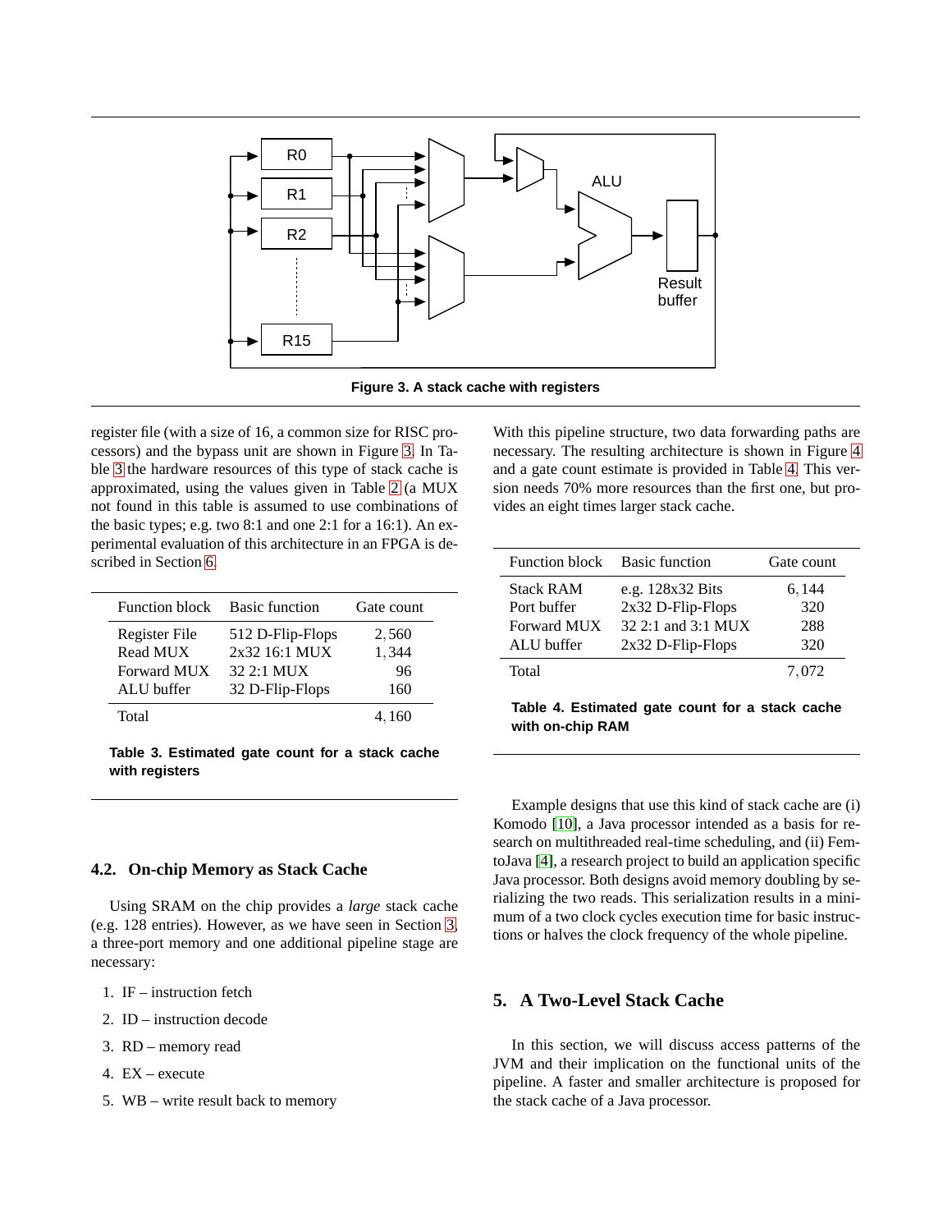Figure 3. A stack cache with registers

register file (with a size of 16, a common size for RISC processors) and the bypass unit are shown in Figure 3. In Table 3 the hardware resources of this type of stack cache is approximated, using the values given in Table 2 (a MUX not found in this table is assumed to use combinations of the basic types; e.g. two 8:1 and one 2:1 for a 16:1). An experimental evaluation of this architecture in an FPGA is described in Section 6.

| Function block | Basic function | Gate count |
|---|---|---|
| Register File | 512 D-Flip-Flops | 2,560 |
| Read MUX | 2x32 16:1 MUX | 1,344 |
| Forward MUX | 32 2:1 MUX | 96 |
| ALU buffer | 32 D-Flip-Flops | 160 |
| Total | | 4,160 |

**Table 3. Estimated gate count for a stack cache with registers**

### 4.2. On-chip Memory as Stack Cache

Using SRAM on the chip provides a *large* stack cache (e.g. 128 entries). However, as we have seen in Section 3, a three-port memory and one additional pipeline stage are necessary:

1. IF – instruction fetch
2. ID – instruction decode
3. RD – memory read
4. EX – execute
5. WB – write result back to memory

With this pipeline structure, two data forwarding paths are necessary. The resulting architecture is shown in Figure 4 and a gate count estimate is provided in Table 4. This version needs 70% more resources than the first one, but provides an eight times larger stack cache.

| Function block | Basic function | Gate count |
|---|---|---|
| Stack RAM | e.g. 128x32 Bits | 6,144 |
| Port buffer | 2x32 D-Flip-Flops | 320 |
| Forward MUX | 32 2:1 and 3:1 MUX | 288 |
| ALU buffer | 2x32 D-Flip-Flops | 320 |
| Total | | 7,072 |

**Table 4. Estimated gate count for a stack cache with on-chip RAM**

Example designs that use this kind of stack cache are (i) Komodo [10], a Java processor intended as a basis for research on multithreaded real-time scheduling, and (ii) FemtoJava [4], a research project to build an application specific Java processor. Both designs avoid memory doubling by serializing the two reads. This serialization results in a minimum of a two clock cycles execution time for basic instructions or halves the clock frequency of the whole pipeline.

## 5. A Two-Level Stack Cache

In this section, we will discuss access patterns of the JVM and their implication on the functional units of the pipeline. A faster and smaller architecture is proposed for the stack cache of a Java processor.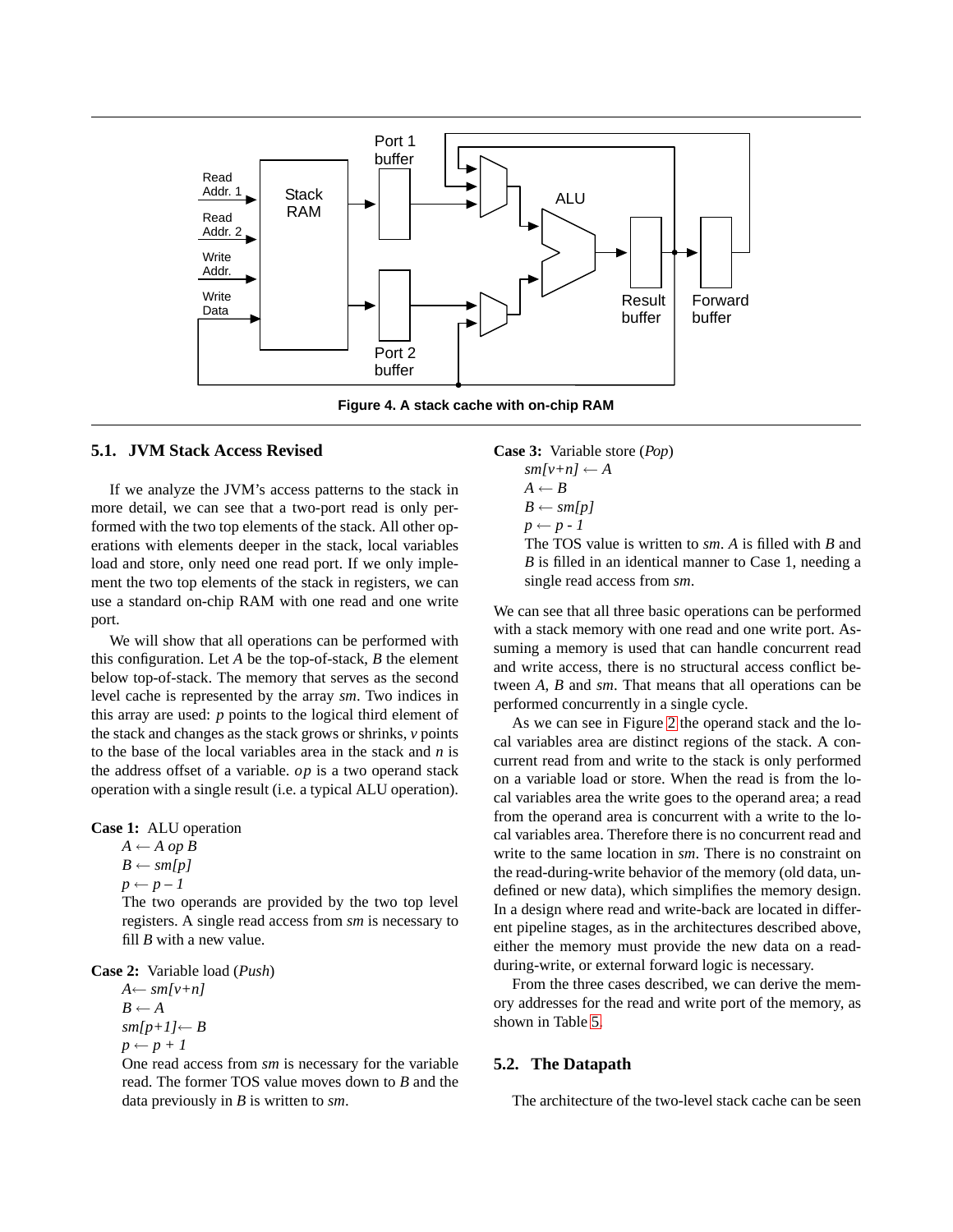Figure 4. A stack cache with on-chip RAM

### 5.1. JVM Stack Access Revised

If we analyze the JVM's access patterns to the stack in more detail, we can see that a two-port read is only performed with the two top elements of the stack. All other operations with elements deeper in the stack, local variables load and store, only need one read port. If we only implement the two top elements of the stack in registers, we can use a standard on-chip RAM with one read and one write port.

We will show that all operations can be performed with this configuration. Let *A* be the top-of-stack, *B* the element below top-of-stack. The memory that serves as the second level cache is represented by the array *sm*. Two indices in this array are used: *p* points to the logical third element of the stack and changes as the stack grows or shrinks, *v* points to the base of the local variables area in the stack and *n* is the address offset of a variable. *op* is a two operand stack operation with a single result (i.e. a typical ALU operation).

**Case 1:** ALU operation

$A \leftarrow A \; op \; B$
$B \leftarrow sm[p]$
$p \leftarrow p - 1$

The two operands are provided by the two top level registers. A single read access from *sm* is necessary to fill *B* with a new value.

**Case 2:** Variable load (*Push*)

$A \leftarrow sm[v+n]$
$B \leftarrow A$
$sm[p+1] \leftarrow B$
$p \leftarrow p + 1$

One read access from *sm* is necessary for the variable read. The former TOS value moves down to *B* and the data previously in *B* is written to *sm*.

**Case 3:** Variable store (*Pop*)

$sm[v+n] \leftarrow A$
$A \leftarrow B$
$B \leftarrow sm[p]$
$p \leftarrow p - 1$

The TOS value is written to *sm*. *A* is filled with *B* and *B* is filled in an identical manner to Case 1, needing a single read access from *sm*.

We can see that all three basic operations can be performed with a stack memory with one read and one write port. Assuming a memory is used that can handle concurrent read and write access, there is no structural access conflict between *A*, *B* and *sm*. That means that all operations can be performed concurrently in a single cycle.

As we can see in Figure 2 the operand stack and the local variables area are distinct regions of the stack. A concurrent read from and write to the stack is only performed on a variable load or store. When the read is from the local variables area the write goes to the operand area; a read from the operand area is concurrent with a write to the local variables area. Therefore there is no concurrent read and write to the same location in *sm*. There is no constraint on the read-during-write behavior of the memory (old data, undefined or new data), which simplifies the memory design. In a design where read and write-back are located in different pipeline stages, as in the architectures described above, either the memory must provide the new data on a read-during-write, or external forward logic is necessary.

From the three cases described, we can derive the memory addresses for the read and write port of the memory, as shown in Table 5.

### 5.2. The Datapath

The architecture of the two-level stack cache can be seen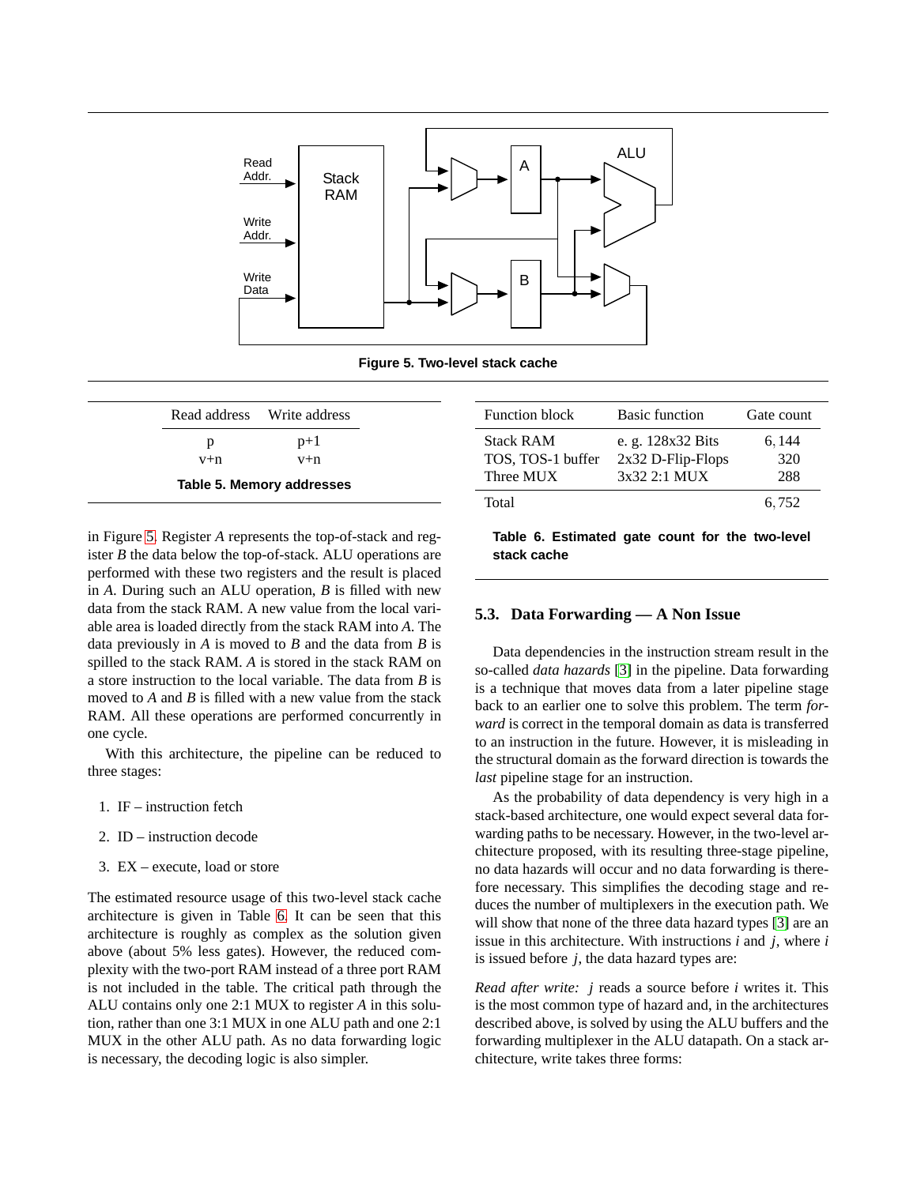Figure 5. Two-level stack cache

| Read address | Write address |
|---|---|
| p | p+1 |
| v+n | v+n |

Table 5. Memory addresses

in Figure 5. Register *A* represents the top-of-stack and register *B* the data below the top-of-stack. ALU operations are performed with these two registers and the result is placed in *A*. During such an ALU operation, *B* is filled with new data from the stack RAM. A new value from the local variable area is loaded directly from the stack RAM into *A*. The data previously in *A* is moved to *B* and the data from *B* is spilled to the stack RAM. *A* is stored in the stack RAM on a store instruction to the local variable. The data from *B* is moved to *A* and *B* is filled with a new value from the stack RAM. All these operations are performed concurrently in one cycle.

With this architecture, the pipeline can be reduced to three stages:

1. IF – instruction fetch
2. ID – instruction decode
3. EX – execute, load or store

The estimated resource usage of this two-level stack cache architecture is given in Table 6. It can be seen that this architecture is roughly as complex as the solution given above (about 5% less gates). However, the reduced complexity with the two-port RAM instead of a three port RAM is not included in the table. The critical path through the ALU contains only one 2:1 MUX to register *A* in this solution, rather than one 3:1 MUX in one ALU path and one 2:1 MUX in the other ALU path. As no data forwarding logic is necessary, the decoding logic is also simpler.

| Function block | Basic function | Gate count |
|---|---|---|
| Stack RAM | e. g. 128x32 Bits | 6,144 |
| TOS, TOS-1 buffer | 2x32 D-Flip-Flops | 320 |
| Three MUX | 3x32 2:1 MUX | 288 |
| Total | | 6,752 |

Table 6. Estimated gate count for the two-level stack cache

### 5.3. Data Forwarding — A Non Issue

Data dependencies in the instruction stream result in the so-called *data hazards* [3] in the pipeline. Data forwarding is a technique that moves data from a later pipeline stage back to an earlier one to solve this problem. The term *forward* is correct in the temporal domain as data is transferred to an instruction in the future. However, it is misleading in the structural domain as the forward direction is towards the *last* pipeline stage for an instruction.

As the probability of data dependency is very high in a stack-based architecture, one would expect several data forwarding paths to be necessary. However, in the two-level architecture proposed, with its resulting three-stage pipeline, no data hazards will occur and no data forwarding is therefore necessary. This simplifies the decoding stage and reduces the number of multiplexers in the execution path. We will show that none of the three data hazard types [3] are an issue in this architecture. With instructions *i* and *j*, where *i* is issued before *j*, the data hazard types are:

*Read after write:* *j* reads a source before *i* writes it. This is the most common type of hazard and, in the architectures described above, is solved by using the ALU buffers and the forwarding multiplexer in the ALU datapath. On a stack architecture, write takes three forms: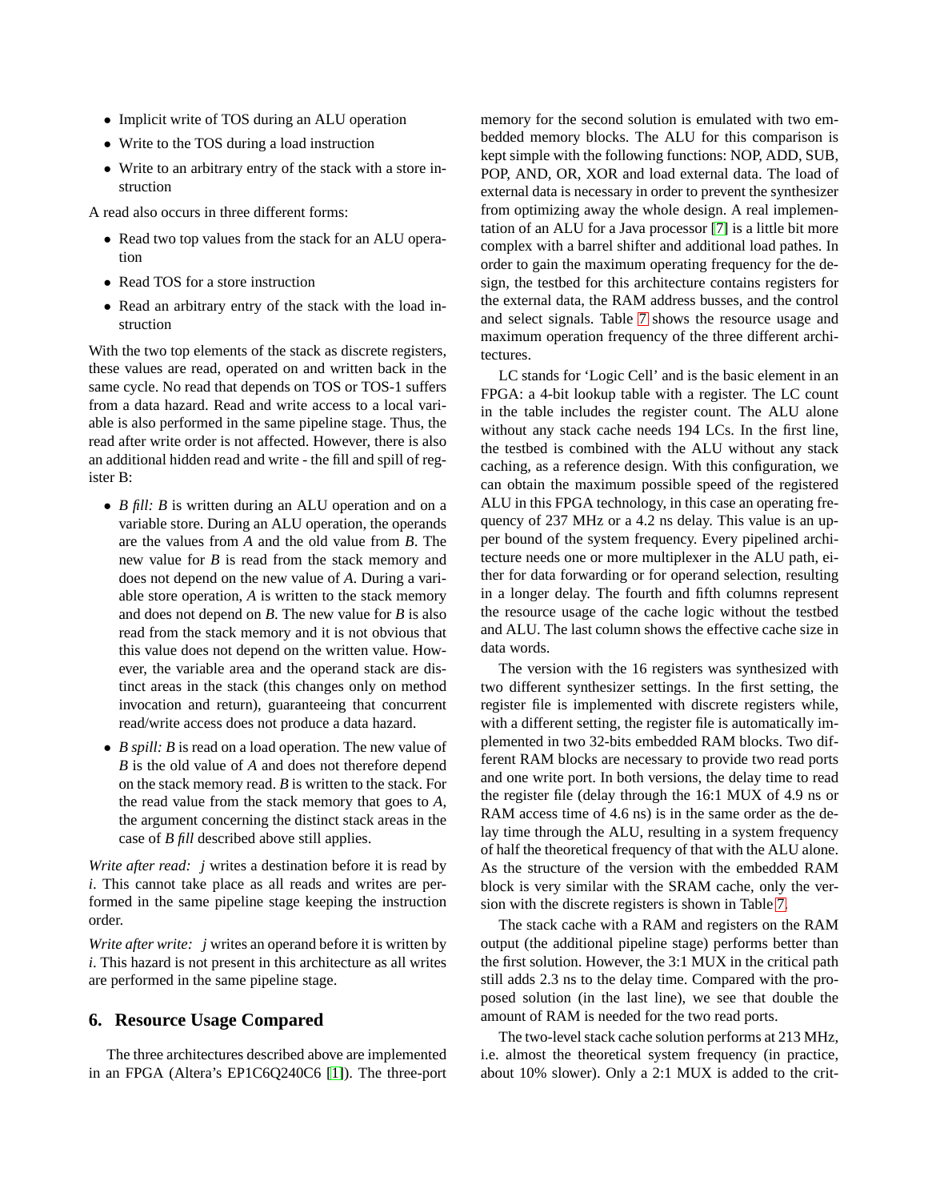- Implicit write of TOS during an ALU operation
- Write to the TOS during a load instruction
- Write to an arbitrary entry of the stack with a store instruction

A read also occurs in three different forms:

- Read two top values from the stack for an ALU operation
- Read TOS for a store instruction
- Read an arbitrary entry of the stack with the load instruction

With the two top elements of the stack as discrete registers, these values are read, operated on and written back in the same cycle. No read that depends on TOS or TOS-1 suffers from a data hazard. Read and write access to a local variable is also performed in the same pipeline stage. Thus, the read after write order is not affected. However, there is also an additional hidden read and write - the fill and spill of register B:

- *B fill: B* is written during an ALU operation and on a variable store. During an ALU operation, the operands are the values from *A* and the old value from *B*. The new value for *B* is read from the stack memory and does not depend on the new value of *A*. During a variable store operation, *A* is written to the stack memory and does not depend on *B*. The new value for *B* is also read from the stack memory and it is not obvious that this value does not depend on the written value. However, the variable area and the operand stack are distinct areas in the stack (this changes only on method invocation and return), guaranteeing that concurrent read/write access does not produce a data hazard.
- *B spill: B* is read on a load operation. The new value of *B* is the old value of *A* and does not therefore depend on the stack memory read. *B* is written to the stack. For the read value from the stack memory that goes to *A*, the argument concerning the distinct stack areas in the case of *B fill* described above still applies.

*Write after read:* $j$ writes a destination before it is read by $i$. This cannot take place as all reads and writes are performed in the same pipeline stage keeping the instruction order.

*Write after write:* $j$ writes an operand before it is written by $i$. This hazard is not present in this architecture as all writes are performed in the same pipeline stage.

## 6. Resource Usage Compared

The three architectures described above are implemented in an FPGA (Altera's EP1C6Q240C6 [1]). The three-port memory for the second solution is emulated with two embedded memory blocks. The ALU for this comparison is kept simple with the following functions: NOP, ADD, SUB, POP, AND, OR, XOR and load external data. The load of external data is necessary in order to prevent the synthesizer from optimizing away the whole design. A real implementation of an ALU for a Java processor [7] is a little bit more complex with a barrel shifter and additional load pathes. In order to gain the maximum operating frequency for the design, the testbed for this architecture contains registers for the external data, the RAM address busses, and the control and select signals. Table 7 shows the resource usage and maximum operation frequency of the three different architectures.

LC stands for 'Logic Cell' and is the basic element in an FPGA: a 4-bit lookup table with a register. The LC count in the table includes the register count. The ALU alone without any stack cache needs 194 LCs. In the first line, the testbed is combined with the ALU without any stack caching, as a reference design. With this configuration, we can obtain the maximum possible speed of the registered ALU in this FPGA technology, in this case an operating frequency of 237 MHz or a 4.2 ns delay. This value is an upper bound of the system frequency. Every pipelined architecture needs one or more multiplexer in the ALU path, either for data forwarding or for operand selection, resulting in a longer delay. The fourth and fifth columns represent the resource usage of the cache logic without the testbed and ALU. The last column shows the effective cache size in data words.

The version with the 16 registers was synthesized with two different synthesizer settings. In the first setting, the register file is implemented with discrete registers while, with a different setting, the register file is automatically implemented in two 32-bits embedded RAM blocks. Two different RAM blocks are necessary to provide two read ports and one write port. In both versions, the delay time to read the register file (delay through the 16:1 MUX of 4.9 ns or RAM access time of 4.6 ns) is in the same order as the delay time through the ALU, resulting in a system frequency of half the theoretical frequency of that with the ALU alone. As the structure of the version with the embedded RAM block is very similar with the SRAM cache, only the version with the discrete registers is shown in Table 7.

The stack cache with a RAM and registers on the RAM output (the additional pipeline stage) performs better than the first solution. However, the 3:1 MUX in the critical path still adds 2.3 ns to the delay time. Compared with the proposed solution (in the last line), we see that double the amount of RAM is needed for the two read ports.

The two-level stack cache solution performs at 213 MHz, i.e. almost the theoretical system frequency (in practice, about 10% slower). Only a 2:1 MUX is added to the crit-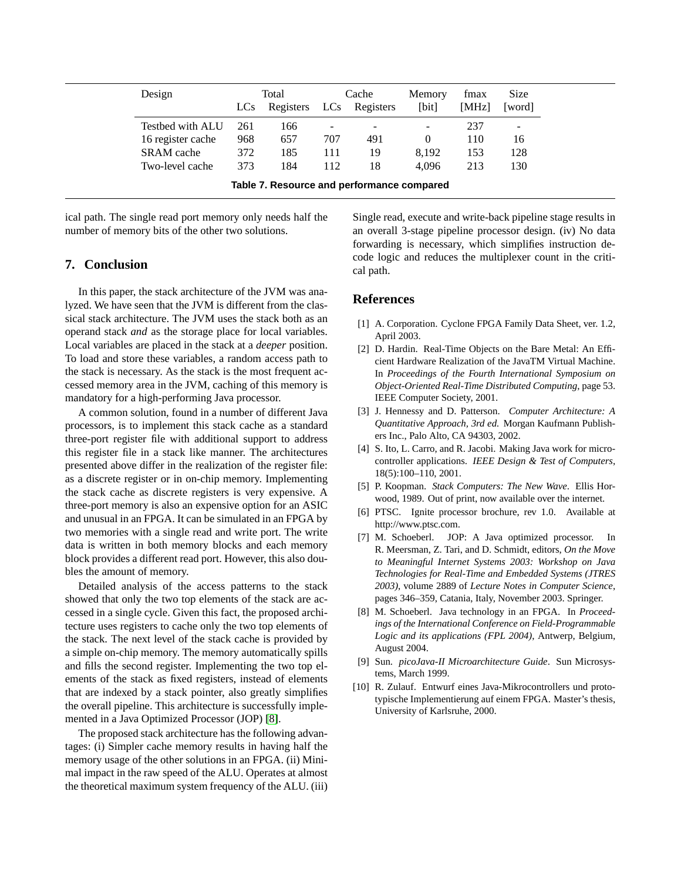| Design | Total | | Cache | | Memory | fmax | Size |
|---|---|---|---|---|---|---|---|
| | LCs | Registers | LCs | Registers | [bit] | [MHz] | [word] |
| Testbed with ALU | 261 | 166 | - | - | - | 237 | - |
| 16 register cache | 968 | 657 | 707 | 491 | 0 | 110 | 16 |
| SRAM cache | 372 | 185 | 111 | 19 | 8,192 | 153 | 128 |
| Two-level cache | 373 | 184 | 112 | 18 | 4,096 | 213 | 130 |

**Table 7. Resource and performance compared**

ical path. The single read port memory only needs half the number of memory bits of the other two solutions.

## 7. Conclusion

In this paper, the stack architecture of the JVM was analyzed. We have seen that the JVM is different from the classical stack architecture. The JVM uses the stack both as an operand stack *and* as the storage place for local variables. Local variables are placed in the stack at a *deeper* position. To load and store these variables, a random access path to the stack is necessary. As the stack is the most frequent accessed memory area in the JVM, caching of this memory is mandatory for a high-performing Java processor.

A common solution, found in a number of different Java processors, is to implement this stack cache as a standard three-port register file with additional support to address this register file in a stack like manner. The architectures presented above differ in the realization of the register file: as a discrete register or in on-chip memory. Implementing the stack cache as discrete registers is very expensive. A three-port memory is also an expensive option for an ASIC and unusual in an FPGA. It can be simulated in an FPGA by two memories with a single read and write port. The write data is written in both memory blocks and each memory block provides a different read port. However, this also doubles the amount of memory.

Detailed analysis of the access patterns to the stack showed that only the two top elements of the stack are accessed in a single cycle. Given this fact, the proposed architecture uses registers to cache only the two top elements of the stack. The next level of the stack cache is provided by a simple on-chip memory. The memory automatically spills and fills the second register. Implementing the two top elements of the stack as fixed registers, instead of elements that are indexed by a stack pointer, also greatly simplifies the overall pipeline. This architecture is successfully implemented in a Java Optimized Processor (JOP) [8].

The proposed stack architecture has the following advantages: (i) Simpler cache memory results in having half the memory usage of the other solutions in an FPGA. (ii) Minimal impact in the raw speed of the ALU. Operates at almost the theoretical maximum system frequency of the ALU. (iii) Single read, execute and write-back pipeline stage results in an overall 3-stage pipeline processor design. (iv) No data forwarding is necessary, which simplifies instruction decode logic and reduces the multiplexer count in the critical path.

## References

[1] A. Corporation. Cyclone FPGA Family Data Sheet, ver. 1.2, April 2003.

[2] D. Hardin. Real-Time Objects on the Bare Metal: An Efficient Hardware Realization of the JavaTM Virtual Machine. In *Proceedings of the Fourth International Symposium on Object-Oriented Real-Time Distributed Computing*, page 53. IEEE Computer Society, 2001.

[3] J. Hennessy and D. Patterson. *Computer Architecture: A Quantitative Approach, 3rd ed.* Morgan Kaufmann Publishers Inc., Palo Alto, CA 94303, 2002.

[4] S. Ito, L. Carro, and R. Jacobi. Making Java work for microcontroller applications. *IEEE Design & Test of Computers*, 18(5):100–110, 2001.

[5] P. Koopman. *Stack Computers: The New Wave*. Ellis Horwood, 1989. Out of print, now available over the internet.

[6] PTSC. Ignite processor brochure, rev 1.0. Available at http://www.ptsc.com.

[7] M. Schoeberl. JOP: A Java optimized processor. In R. Meersman, Z. Tari, and D. Schmidt, editors, *On the Move to Meaningful Internet Systems 2003: Workshop on Java Technologies for Real-Time and Embedded Systems (JTRES 2003)*, volume 2889 of *Lecture Notes in Computer Science*, pages 346–359, Catania, Italy, November 2003. Springer.

[8] M. Schoeberl. Java technology in an FPGA. In *Proceedings of the International Conference on Field-Programmable Logic and its applications (FPL 2004)*, Antwerp, Belgium, August 2004.

[9] Sun. *picoJava-II Microarchitecture Guide*. Sun Microsystems, March 1999.

[10] R. Zulauf. Entwurf eines Java-Mikrocontrollers und prototypische Implementierung auf einem FPGA. Master's thesis, University of Karlsruhe, 2000.